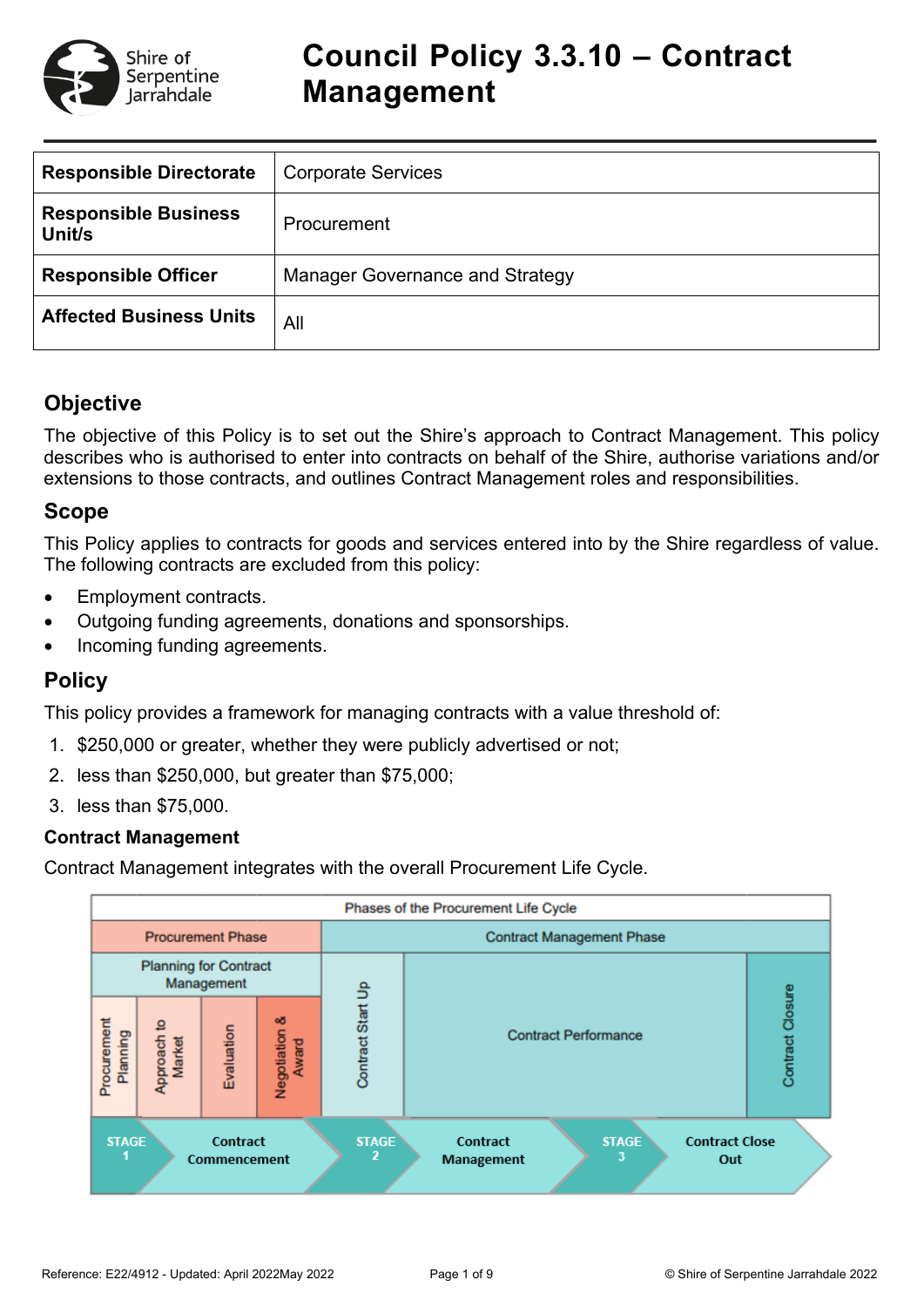# Council Policy 3.3.10 – Contract Management

| Responsible Directorate | Corporate Services |
|---|---|
| Responsible Business Unit/s | Procurement |
| Responsible Officer | Manager Governance and Strategy |
| Affected Business Units | All |

## Objective

The objective of this Policy is to set out the Shire's approach to Contract Management. This policy describes who is authorised to enter into contracts on behalf of the Shire, authorise variations and/or extensions to those contracts, and outlines Contract Management roles and responsibilities.

## Scope

This Policy applies to contracts for goods and services entered into by the Shire regardless of value. The following contracts are excluded from this policy:

- Employment contracts.
- Outgoing funding agreements, donations and sponsorships.
- Incoming funding agreements.

## Policy

This policy provides a framework for managing contracts with a value threshold of:

1. $250,000 or greater, whether they were publicly advertised or not;
2. less than $250,000, but greater than $75,000;
3. less than $75,000.

### Contract Management

Contract Management integrates with the overall Procurement Life Cycle.

| Phases of the Procurement Life Cycle | | | | | | |
|---|---|---|---|---|---|---|
| Procurement Phase | | | | Contract Management Phase | | |
| Planning for Contract Management | | | | Contract Start Up | Contract Performance | Contract Closure |
| Procurement Planning | Approach to Market | Evaluation | Negotiation & Award | | | |

STAGE 1 – Contract Commencement → STAGE 2 – Contract Management → STAGE 3 – Contract Close Out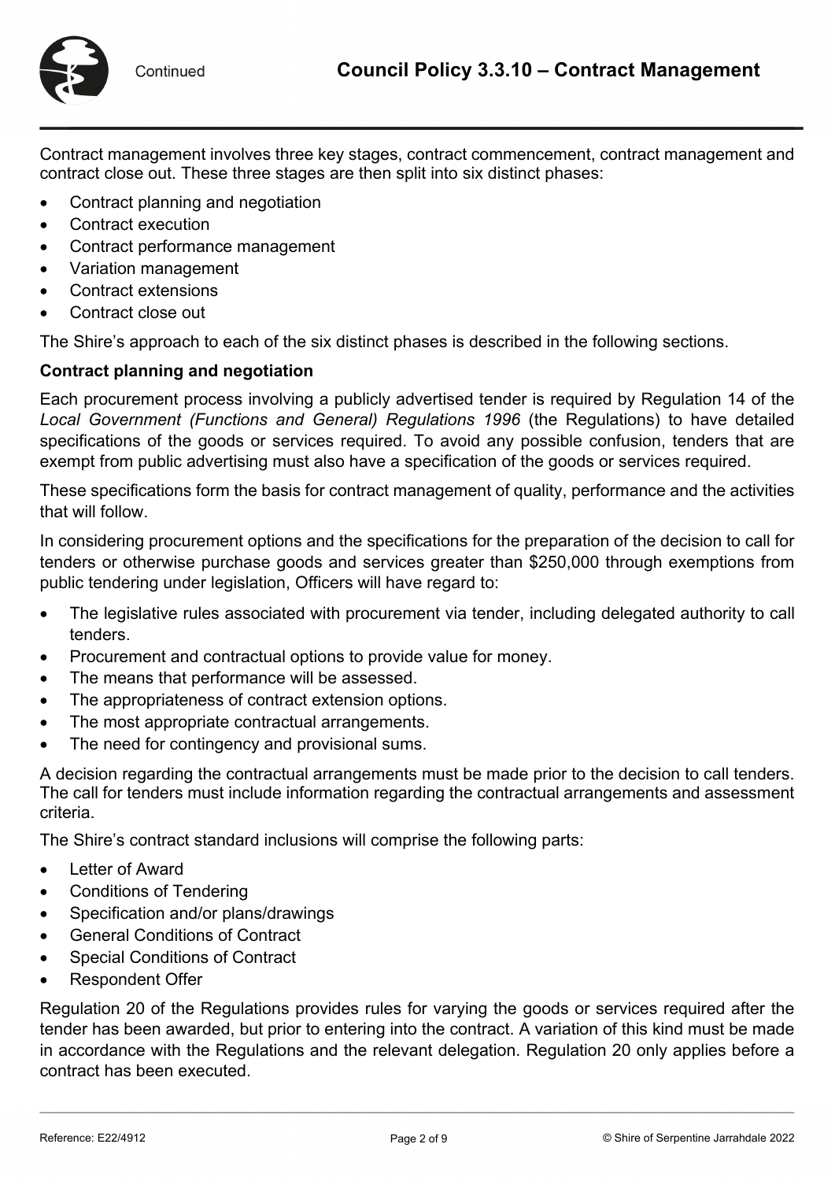Contract management involves three key stages, contract commencement, contract management and contract close out. These three stages are then split into six distinct phases:

- Contract planning and negotiation
- Contract execution
- Contract performance management
- Variation management
- Contract extensions
- Contract close out

The Shire's approach to each of the six distinct phases is described in the following sections.

**Contract planning and negotiation**

Each procurement process involving a publicly advertised tender is required by Regulation 14 of the *Local Government (Functions and General) Regulations 1996* (the Regulations) to have detailed specifications of the goods or services required. To avoid any possible confusion, tenders that are exempt from public advertising must also have a specification of the goods or services required.

These specifications form the basis for contract management of quality, performance and the activities that will follow.

In considering procurement options and the specifications for the preparation of the decision to call for tenders or otherwise purchase goods and services greater than $250,000 through exemptions from public tendering under legislation, Officers will have regard to:

- The legislative rules associated with procurement via tender, including delegated authority to call tenders.
- Procurement and contractual options to provide value for money.
- The means that performance will be assessed.
- The appropriateness of contract extension options.
- The most appropriate contractual arrangements.
- The need for contingency and provisional sums.

A decision regarding the contractual arrangements must be made prior to the decision to call tenders. The call for tenders must include information regarding the contractual arrangements and assessment criteria.

The Shire's contract standard inclusions will comprise the following parts:

- Letter of Award
- Conditions of Tendering
- Specification and/or plans/drawings
- General Conditions of Contract
- Special Conditions of Contract
- Respondent Offer

Regulation 20 of the Regulations provides rules for varying the goods or services required after the tender has been awarded, but prior to entering into the contract. A variation of this kind must be made in accordance with the Regulations and the relevant delegation. Regulation 20 only applies before a contract has been executed.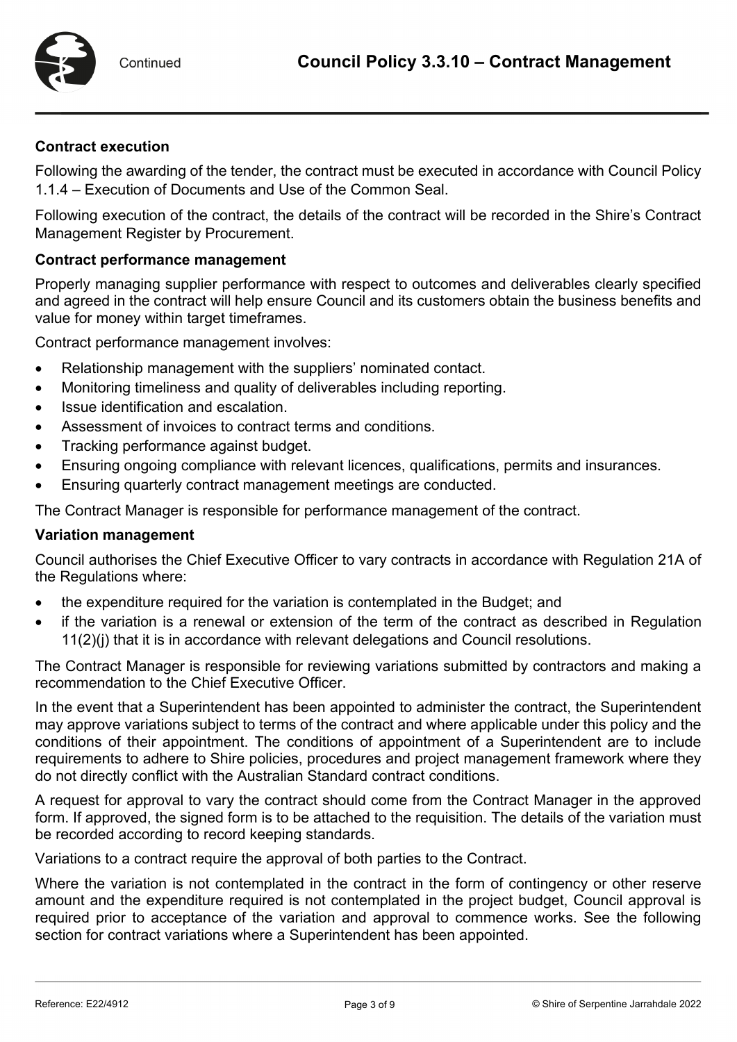**Contract execution**

Following the awarding of the tender, the contract must be executed in accordance with Council Policy 1.1.4 – Execution of Documents and Use of the Common Seal.

Following execution of the contract, the details of the contract will be recorded in the Shire's Contract Management Register by Procurement.

**Contract performance management**

Properly managing supplier performance with respect to outcomes and deliverables clearly specified and agreed in the contract will help ensure Council and its customers obtain the business benefits and value for money within target timeframes.

Contract performance management involves:

- Relationship management with the suppliers' nominated contact.
- Monitoring timeliness and quality of deliverables including reporting.
- Issue identification and escalation.
- Assessment of invoices to contract terms and conditions.
- Tracking performance against budget.
- Ensuring ongoing compliance with relevant licences, qualifications, permits and insurances.
- Ensuring quarterly contract management meetings are conducted.

The Contract Manager is responsible for performance management of the contract.

**Variation management**

Council authorises the Chief Executive Officer to vary contracts in accordance with Regulation 21A of the Regulations where:

- the expenditure required for the variation is contemplated in the Budget; and
- if the variation is a renewal or extension of the term of the contract as described in Regulation 11(2)(j) that it is in accordance with relevant delegations and Council resolutions.

The Contract Manager is responsible for reviewing variations submitted by contractors and making a recommendation to the Chief Executive Officer.

In the event that a Superintendent has been appointed to administer the contract, the Superintendent may approve variations subject to terms of the contract and where applicable under this policy and the conditions of their appointment. The conditions of appointment of a Superintendent are to include requirements to adhere to Shire policies, procedures and project management framework where they do not directly conflict with the Australian Standard contract conditions.

A request for approval to vary the contract should come from the Contract Manager in the approved form. If approved, the signed form is to be attached to the requisition. The details of the variation must be recorded according to record keeping standards.

Variations to a contract require the approval of both parties to the Contract.

Where the variation is not contemplated in the contract in the form of contingency or other reserve amount and the expenditure required is not contemplated in the project budget, Council approval is required prior to acceptance of the variation and approval to commence works. See the following section for contract variations where a Superintendent has been appointed.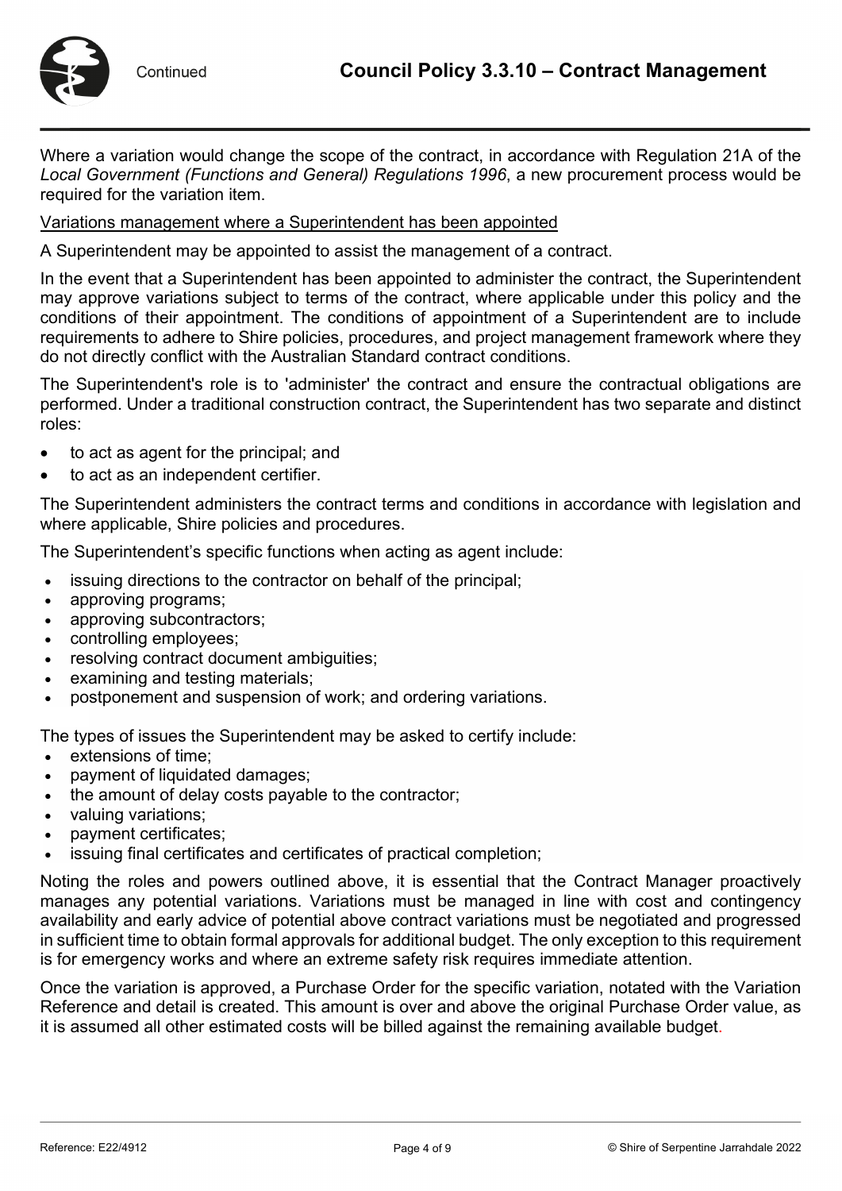Where a variation would change the scope of the contract, in accordance with Regulation 21A of the *Local Government (Functions and General) Regulations 1996*, a new procurement process would be required for the variation item.

<u>Variations management where a Superintendent has been appointed</u>

A Superintendent may be appointed to assist the management of a contract.

In the event that a Superintendent has been appointed to administer the contract, the Superintendent may approve variations subject to terms of the contract, where applicable under this policy and the conditions of their appointment. The conditions of appointment of a Superintendent are to include requirements to adhere to Shire policies, procedures, and project management framework where they do not directly conflict with the Australian Standard contract conditions.

The Superintendent's role is to 'administer' the contract and ensure the contractual obligations are performed. Under a traditional construction contract, the Superintendent has two separate and distinct roles:

- to act as agent for the principal; and
- to act as an independent certifier.

The Superintendent administers the contract terms and conditions in accordance with legislation and where applicable, Shire policies and procedures.

The Superintendent's specific functions when acting as agent include:

- issuing directions to the contractor on behalf of the principal;
- approving programs;
- approving subcontractors;
- controlling employees;
- resolving contract document ambiguities;
- examining and testing materials;
- postponement and suspension of work; and ordering variations.

The types of issues the Superintendent may be asked to certify include:

- extensions of time;
- payment of liquidated damages;
- the amount of delay costs payable to the contractor;
- valuing variations;
- payment certificates;
- issuing final certificates and certificates of practical completion;

Noting the roles and powers outlined above, it is essential that the Contract Manager proactively manages any potential variations. Variations must be managed in line with cost and contingency availability and early advice of potential above contract variations must be negotiated and progressed in sufficient time to obtain formal approvals for additional budget. The only exception to this requirement is for emergency works and where an extreme safety risk requires immediate attention.

Once the variation is approved, a Purchase Order for the specific variation, notated with the Variation Reference and detail is created. This amount is over and above the original Purchase Order value, as it is assumed all other estimated costs will be billed against the remaining available budget.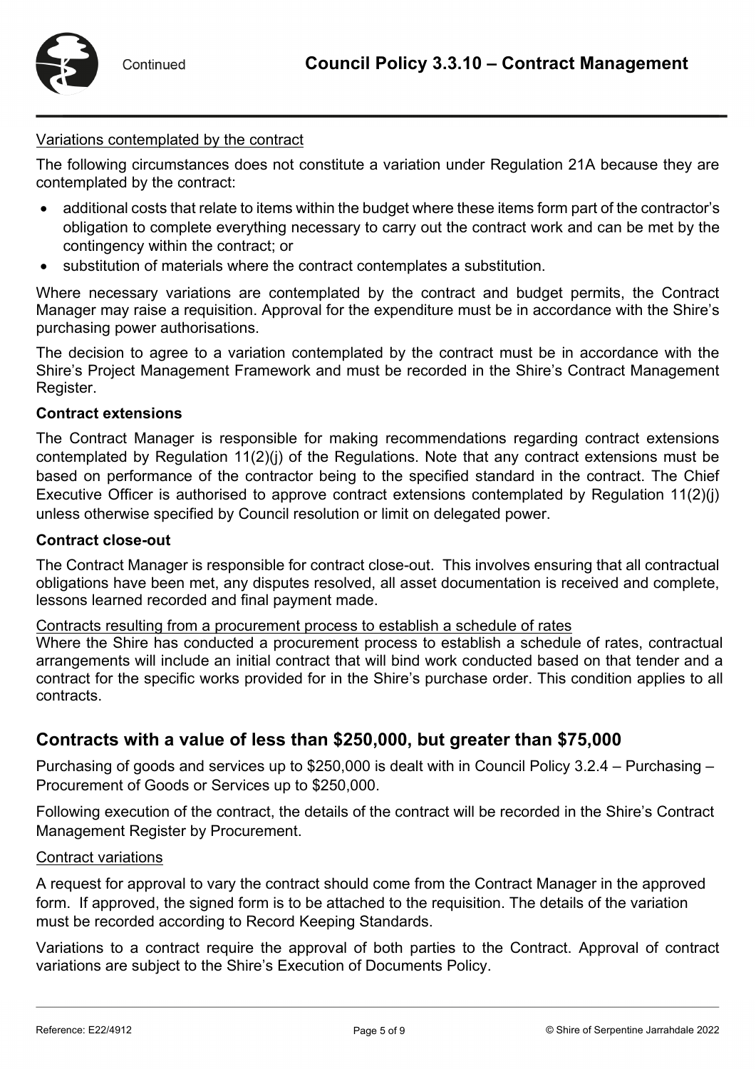Variations contemplated by the contract

The following circumstances does not constitute a variation under Regulation 21A because they are contemplated by the contract:

- additional costs that relate to items within the budget where these items form part of the contractor's obligation to complete everything necessary to carry out the contract work and can be met by the contingency within the contract; or
- substitution of materials where the contract contemplates a substitution.

Where necessary variations are contemplated by the contract and budget permits, the Contract Manager may raise a requisition. Approval for the expenditure must be in accordance with the Shire's purchasing power authorisations.

The decision to agree to a variation contemplated by the contract must be in accordance with the Shire's Project Management Framework and must be recorded in the Shire's Contract Management Register.

**Contract extensions**

The Contract Manager is responsible for making recommendations regarding contract extensions contemplated by Regulation 11(2)(j) of the Regulations. Note that any contract extensions must be based on performance of the contractor being to the specified standard in the contract. The Chief Executive Officer is authorised to approve contract extensions contemplated by Regulation 11(2)(j) unless otherwise specified by Council resolution or limit on delegated power.

**Contract close-out**

The Contract Manager is responsible for contract close-out. This involves ensuring that all contractual obligations have been met, any disputes resolved, all asset documentation is received and complete, lessons learned recorded and final payment made.

Contracts resulting from a procurement process to establish a schedule of rates

Where the Shire has conducted a procurement process to establish a schedule of rates, contractual arrangements will include an initial contract that will bind work conducted based on that tender and a contract for the specific works provided for in the Shire's purchase order. This condition applies to all contracts.

## Contracts with a value of less than $250,000, but greater than $75,000

Purchasing of goods and services up to $250,000 is dealt with in Council Policy 3.2.4 – Purchasing – Procurement of Goods or Services up to $250,000.

Following execution of the contract, the details of the contract will be recorded in the Shire's Contract Management Register by Procurement.

Contract variations

A request for approval to vary the contract should come from the Contract Manager in the approved form. If approved, the signed form is to be attached to the requisition. The details of the variation must be recorded according to Record Keeping Standards.

Variations to a contract require the approval of both parties to the Contract. Approval of contract variations are subject to the Shire's Execution of Documents Policy.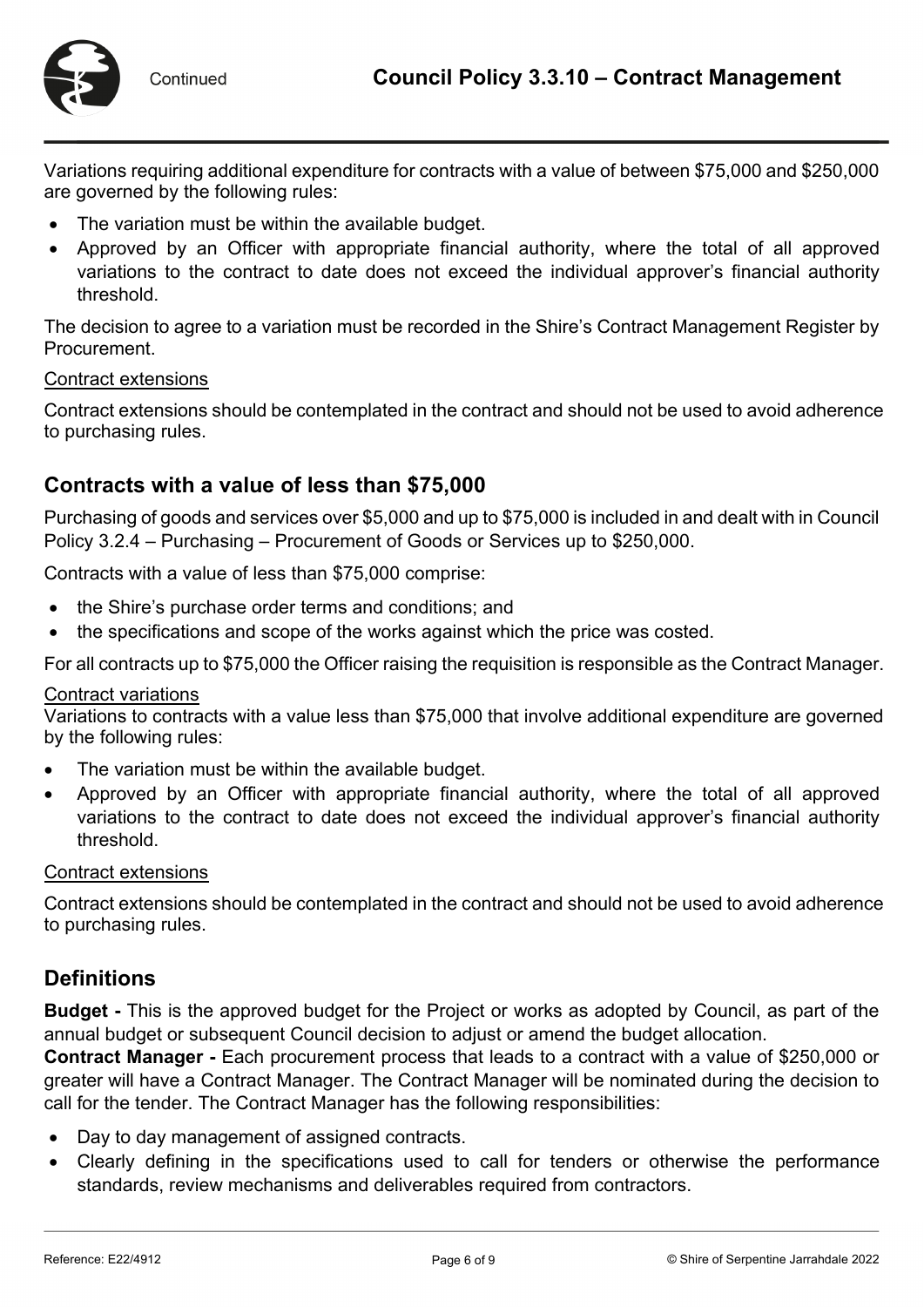Variations requiring additional expenditure for contracts with a value of between $75,000 and $250,000 are governed by the following rules:

- The variation must be within the available budget.
- Approved by an Officer with appropriate financial authority, where the total of all approved variations to the contract to date does not exceed the individual approver's financial authority threshold.

The decision to agree to a variation must be recorded in the Shire's Contract Management Register by Procurement.

<u>Contract extensions</u>

Contract extensions should be contemplated in the contract and should not be used to avoid adherence to purchasing rules.

## Contracts with a value of less than $75,000

Purchasing of goods and services over $5,000 and up to $75,000 is included in and dealt with in Council Policy 3.2.4 – Purchasing – Procurement of Goods or Services up to $250,000.

Contracts with a value of less than $75,000 comprise:

- the Shire's purchase order terms and conditions; and
- the specifications and scope of the works against which the price was costed.

For all contracts up to $75,000 the Officer raising the requisition is responsible as the Contract Manager.

<u>Contract variations</u>

Variations to contracts with a value less than $75,000 that involve additional expenditure are governed by the following rules:

- The variation must be within the available budget.
- Approved by an Officer with appropriate financial authority, where the total of all approved variations to the contract to date does not exceed the individual approver's financial authority threshold.

<u>Contract extensions</u>

Contract extensions should be contemplated in the contract and should not be used to avoid adherence to purchasing rules.

## Definitions

**Budget -** This is the approved budget for the Project or works as adopted by Council, as part of the annual budget or subsequent Council decision to adjust or amend the budget allocation.

**Contract Manager -** Each procurement process that leads to a contract with a value of $250,000 or greater will have a Contract Manager. The Contract Manager will be nominated during the decision to call for the tender. The Contract Manager has the following responsibilities:

- Day to day management of assigned contracts.
- Clearly defining in the specifications used to call for tenders or otherwise the performance standards, review mechanisms and deliverables required from contractors.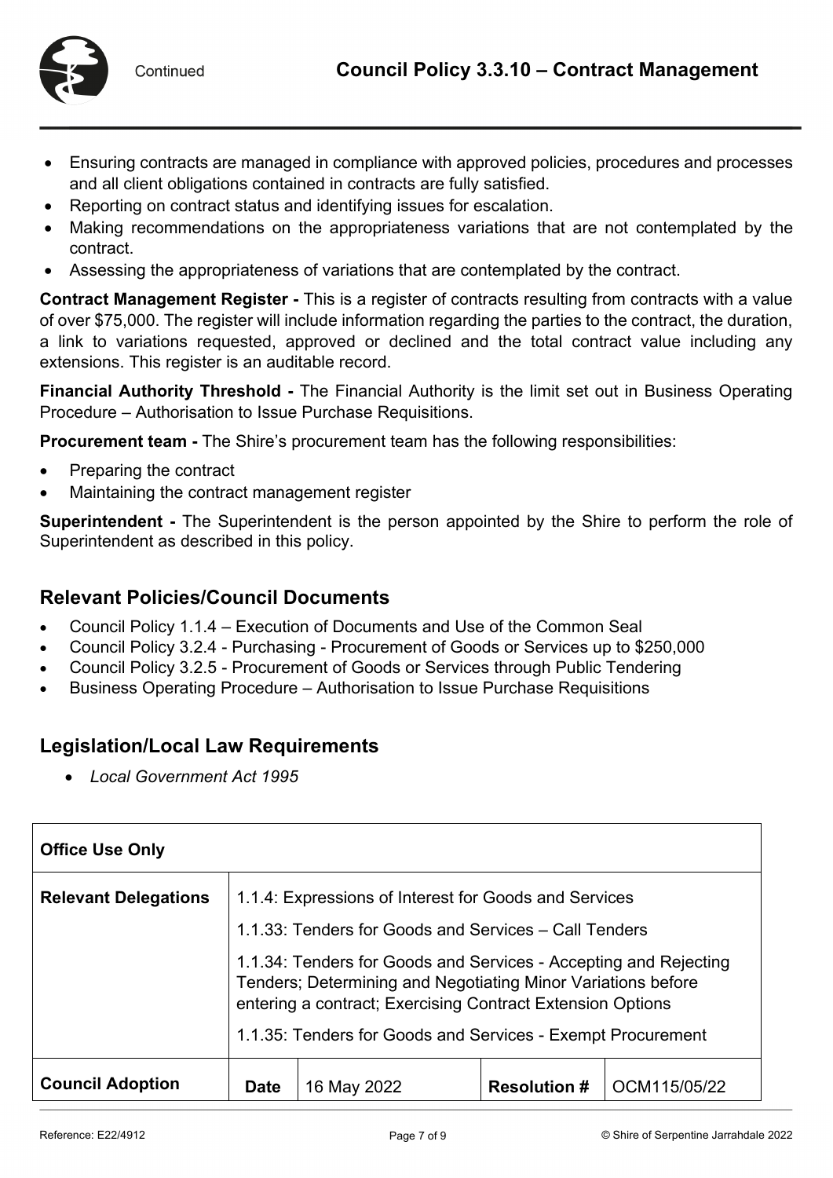- Ensuring contracts are managed in compliance with approved policies, procedures and processes and all client obligations contained in contracts are fully satisfied.
- Reporting on contract status and identifying issues for escalation.
- Making recommendations on the appropriateness variations that are not contemplated by the contract.
- Assessing the appropriateness of variations that are contemplated by the contract.

**Contract Management Register -** This is a register of contracts resulting from contracts with a value of over $75,000. The register will include information regarding the parties to the contract, the duration, a link to variations requested, approved or declined and the total contract value including any extensions. This register is an auditable record.

**Financial Authority Threshold -** The Financial Authority is the limit set out in Business Operating Procedure – Authorisation to Issue Purchase Requisitions.

**Procurement team -** The Shire's procurement team has the following responsibilities:

- Preparing the contract
- Maintaining the contract management register

**Superintendent -** The Superintendent is the person appointed by the Shire to perform the role of Superintendent as described in this policy.

## Relevant Policies/Council Documents

- Council Policy 1.1.4 – Execution of Documents and Use of the Common Seal
- Council Policy 3.2.4 - Purchasing - Procurement of Goods or Services up to $250,000
- Council Policy 3.2.5 - Procurement of Goods or Services through Public Tendering
- Business Operating Procedure – Authorisation to Issue Purchase Requisitions

## Legislation/Local Law Requirements

- *Local Government Act 1995*

| **Office Use Only** | | | | |
|---|---|---|---|---|
| **Relevant Delegations** | 1.1.4: Expressions of Interest for Goods and Services<br>1.1.33: Tenders for Goods and Services – Call Tenders<br>1.1.34: Tenders for Goods and Services - Accepting and Rejecting Tenders; Determining and Negotiating Minor Variations before entering a contract; Exercising Contract Extension Options<br>1.1.35: Tenders for Goods and Services - Exempt Procurement | | | |
| **Council Adoption** | **Date** | 16 May 2022 | **Resolution #** | OCM115/05/22 |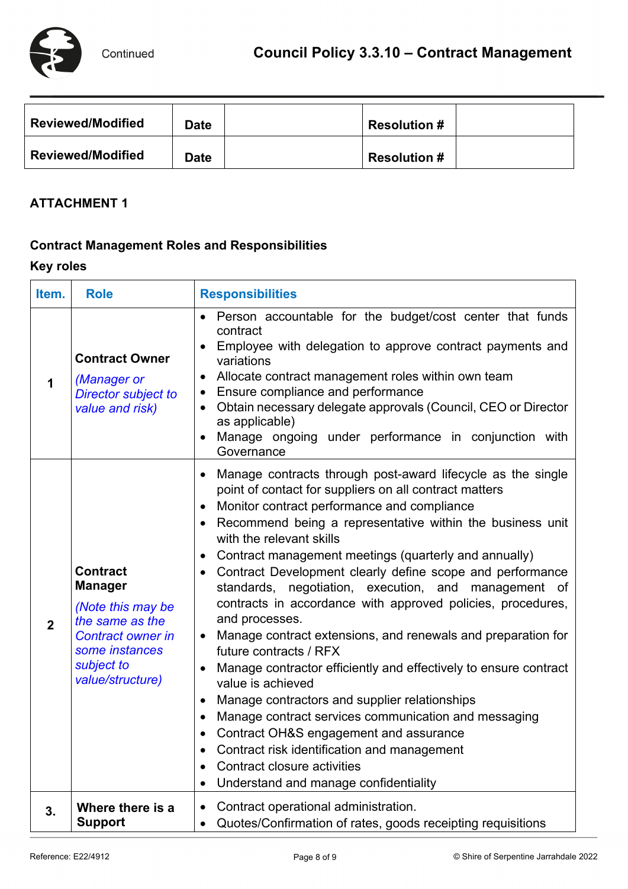| Reviewed/Modified | Date | | Resolution # | |
|---|---|---|---|---|
| Reviewed/Modified | Date | | Resolution # | |

## ATTACHMENT 1

### Contract Management Roles and Responsibilities

### Key roles

| Item. | Role | Responsibilities |
|---|---|---|
| 1 | **Contract Owner** *(Manager or Director subject to value and risk)* | • Person accountable for the budget/cost center that funds contract<br>• Employee with delegation to approve contract payments and variations<br>• Allocate contract management roles within own team<br>• Ensure compliance and performance<br>• Obtain necessary delegate approvals (Council, CEO or Director as applicable)<br>• Manage ongoing under performance in conjunction with Governance |
| 2 | **Contract Manager** *(Note this may be the same as the Contract owner in some instances subject to value/structure)* | • Manage contracts through post-award lifecycle as the single point of contact for suppliers on all contract matters<br>• Monitor contract performance and compliance<br>• Recommend being a representative within the business unit with the relevant skills<br>• Contract management meetings (quarterly and annually)<br>• Contract Development clearly define scope and performance standards, negotiation, execution, and management of contracts in accordance with approved policies, procedures, and processes.<br>• Manage contract extensions, and renewals and preparation for future contracts / RFX<br>• Manage contractor efficiently and effectively to ensure contract value is achieved<br>• Manage contractors and supplier relationships<br>• Manage contract services communication and messaging<br>• Contract OH&S engagement and assurance<br>• Contract risk identification and management<br>• Contract closure activities<br>• Understand and manage confidentiality |
| 3. | **Where there is a Support** | • Contract operational administration.<br>• Quotes/Confirmation of rates, goods receipting requisitions |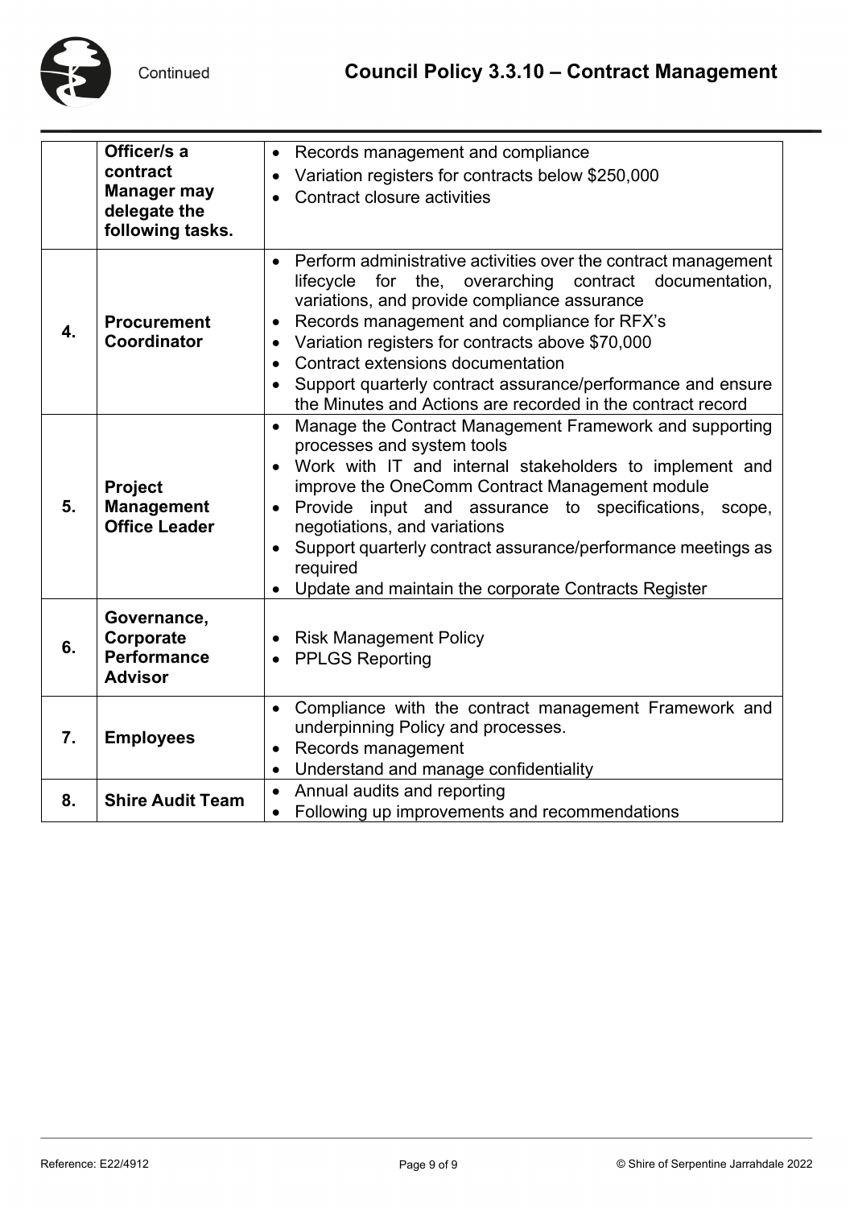| | | |
|---|---|---|
| | **Officer/s a contract Manager may delegate the following tasks.** | • Records management and compliance<br>• Variation registers for contracts below $250,000<br>• Contract closure activities |
| **4.** | **Procurement Coordinator** | • Perform administrative activities over the contract management lifecycle for the, overarching contract documentation, variations, and provide compliance assurance<br>• Records management and compliance for RFX's<br>• Variation registers for contracts above $70,000<br>• Contract extensions documentation<br>• Support quarterly contract assurance/performance and ensure the Minutes and Actions are recorded in the contract record |
| **5.** | **Project Management Office Leader** | • Manage the Contract Management Framework and supporting processes and system tools<br>• Work with IT and internal stakeholders to implement and improve the OneComm Contract Management module<br>• Provide input and assurance to specifications, scope, negotiations, and variations<br>• Support quarterly contract assurance/performance meetings as required<br>• Update and maintain the corporate Contracts Register |
| **6.** | **Governance, Corporate Performance Advisor** | • Risk Management Policy<br>• PPLGS Reporting |
| **7.** | **Employees** | • Compliance with the contract management Framework and underpinning Policy and processes.<br>• Records management<br>• Understand and manage confidentiality |
| **8.** | **Shire Audit Team** | • Annual audits and reporting<br>• Following up improvements and recommendations |

Reference: E22/4912

© Shire of Serpentine Jarrahdale 2022